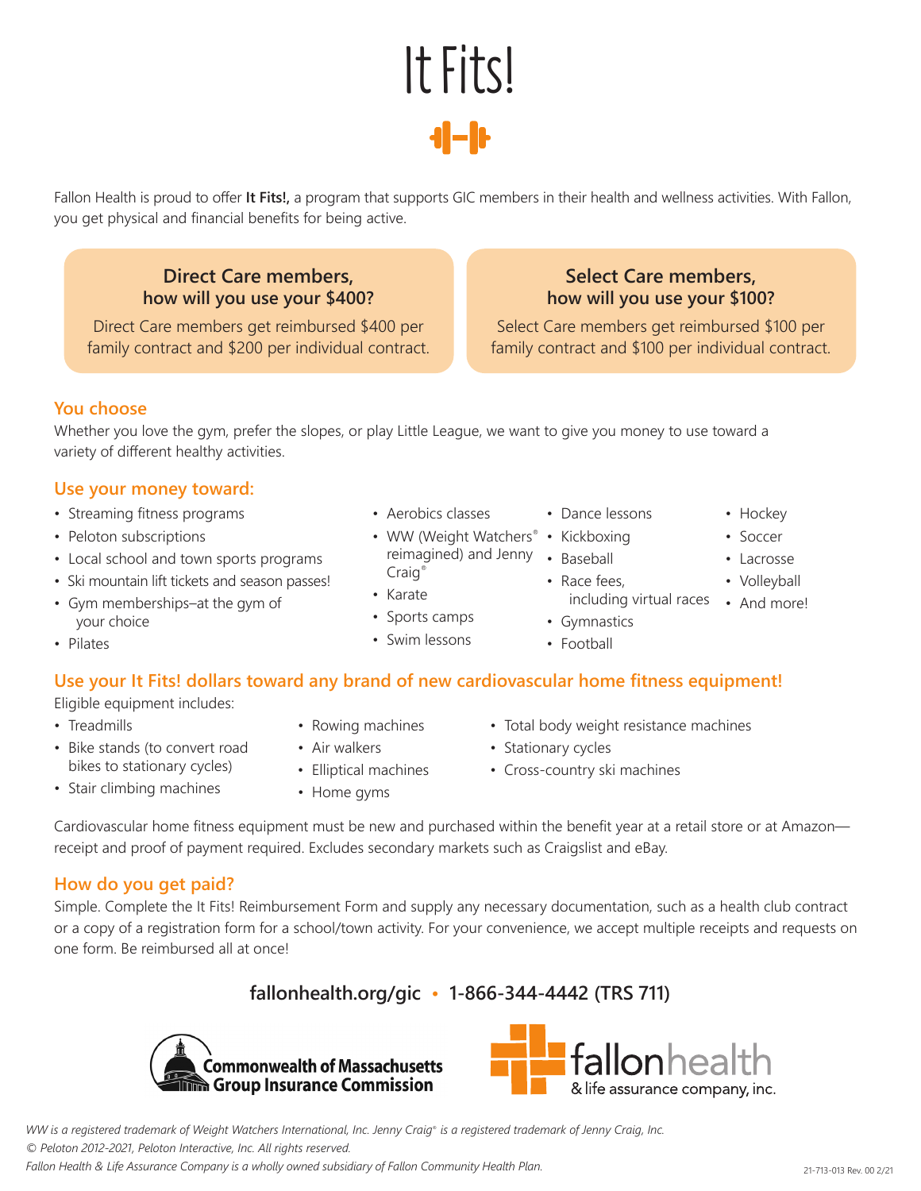# It Fits!

Fallon Health is proud to offer **It Fits!,** a program that supports GIC members in their health and wellness activities. With Fallon, you get physical and financial benefits for being active.

### Direct Care members, how will you use your $400?

Direct Care members get reimbursed $400 per family contract and $200 per individual contract.

### Select Care members, how will you use your $100?

Select Care members get reimbursed $100 per family contract and $100 per individual contract.

## You choose

Whether you love the gym, prefer the slopes, or play Little League, we want to give you money to use toward a variety of different healthy activities.

## Use your money toward:

- Streaming fitness programs
- Peloton subscriptions
- Local school and town sports programs
- Ski mountain lift tickets and season passes!
- Gym memberships–at the gym of your choice
- Pilates
- Aerobics classes
- WW (Weight Watchers® reimagined) and Jenny Craig®
- Karate
- Sports camps
- Swim lessons
- Dance lessons
- Kickboxing
- Baseball
- Race fees, including virtual races
- Gymnastics
- Football
- Hockey
- Soccer
- Lacrosse
- Volleyball
- And more!

## Use your It Fits! dollars toward any brand of new cardiovascular home fitness equipment!

Eligible equipment includes:

- Treadmills
- Bike stands (to convert road bikes to stationary cycles)
- Stair climbing machines
- Rowing machines
- Air walkers
- Elliptical machines
- Home gyms
- Total body weight resistance machines
- Stationary cycles
- Cross-country ski machines

Cardiovascular home fitness equipment must be new and purchased within the benefit year at a retail store or at Amazon—receipt and proof of payment required. Excludes secondary markets such as Craigslist and eBay.

## How do you get paid?

Simple. Complete the It Fits! Reimbursement Form and supply any necessary documentation, such as a health club contract or a copy of a registration form for a school/town activity. For your convenience, we accept multiple receipts and requests on one form. Be reimbursed all at once!

**fallonhealth.org/gic • 1-866-344-4442 (TRS 711)**

Commonwealth of Massachusetts Group Insurance Commission

fallonhealth & life assurance company, inc.

*WW is a registered trademark of Weight Watchers International, Inc. Jenny Craig® is a registered trademark of Jenny Craig, Inc.*
*© Peloton 2012-2021, Peloton Interactive, Inc. All rights reserved.*
*Fallon Health & Life Assurance Company is a wholly owned subsidiary of Fallon Community Health Plan.*

21-713-013 Rev. 00 2/21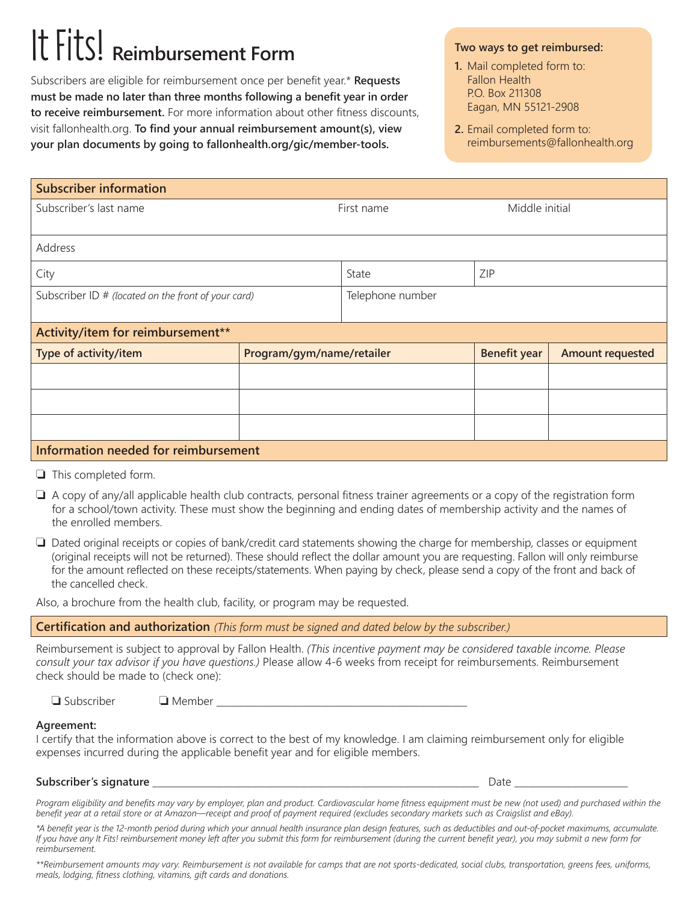# It Fits! Reimbursement Form

Subscribers are eligible for reimbursement once per benefit year.* **Requests must be made no later than three months following a benefit year in order to receive reimbursement.** For more information about other fitness discounts, visit fallonhealth.org. **To find your annual reimbursement amount(s), view your plan documents by going to fallonhealth.org/gic/member-tools.**

**Two ways to get reimbursed:**

1. Mail completed form to:
   Fallon Health
   P.O. Box 211308
   Eagan, MN 55121-2908
2. Email completed form to:
   reimbursements@fallonhealth.org

## Subscriber information

| | | |
|---|---|---|
| Subscriber's last name | First name | Middle initial |
| Address | | |
| City | State | ZIP |
| Subscriber ID # *(located on the front of your card)* | Telephone number | |

## Activity/item for reimbursement**

| Type of activity/item | Program/gym/name/retailer | Benefit year | Amount requested |
|---|---|---|---|
| | | | |
| | | | |
| | | | |

## Information needed for reimbursement

❏ This completed form.

❏ A copy of any/all applicable health club contracts, personal fitness trainer agreements or a copy of the registration form for a school/town activity. These must show the beginning and ending dates of membership activity and the names of the enrolled members.

❏ Dated original receipts or copies of bank/credit card statements showing the charge for membership, classes or equipment (original receipts will not be returned). These should reflect the dollar amount you are requesting. Fallon will only reimburse for the amount reflected on these receipts/statements. When paying by check, please send a copy of the front and back of the cancelled check.

Also, a brochure from the health club, facility, or program may be requested.

## Certification and authorization *(This form must be signed and dated below by the subscriber.)*

Reimbursement is subject to approval by Fallon Health. *(This incentive payment may be considered taxable income. Please consult your tax advisor if you have questions.)* Please allow 4-6 weeks from receipt for reimbursements. Reimbursement check should be made to (check one):

❏ Subscriber    ❏ Member ____________________________________________

**Agreement:**
I certify that the information above is correct to the best of my knowledge. I am claiming reimbursement only for eligible expenses incurred during the applicable benefit year and for eligible members.

**Subscriber's signature** ____________________________________________ Date ____________________

*Program eligibility and benefits may vary by employer, plan and product. Cardiovascular home fitness equipment must be new (not used) and purchased within the benefit year at a retail store or at Amazon—receipt and proof of payment required (excludes secondary markets such as Craigslist and eBay).*

**A benefit year is the 12-month period during which your annual health insurance plan design features, such as deductibles and out-of-pocket maximums, accumulate. If you have any It Fits! reimbursement money left after you submit this form for reimbursement (during the current benefit year), you may submit a new form for reimbursement.*

***Reimbursement amounts may vary. Reimbursement is not available for camps that are not sports-dedicated, social clubs, transportation, greens fees, uniforms, meals, lodging, fitness clothing, vitamins, gift cards and donations.*